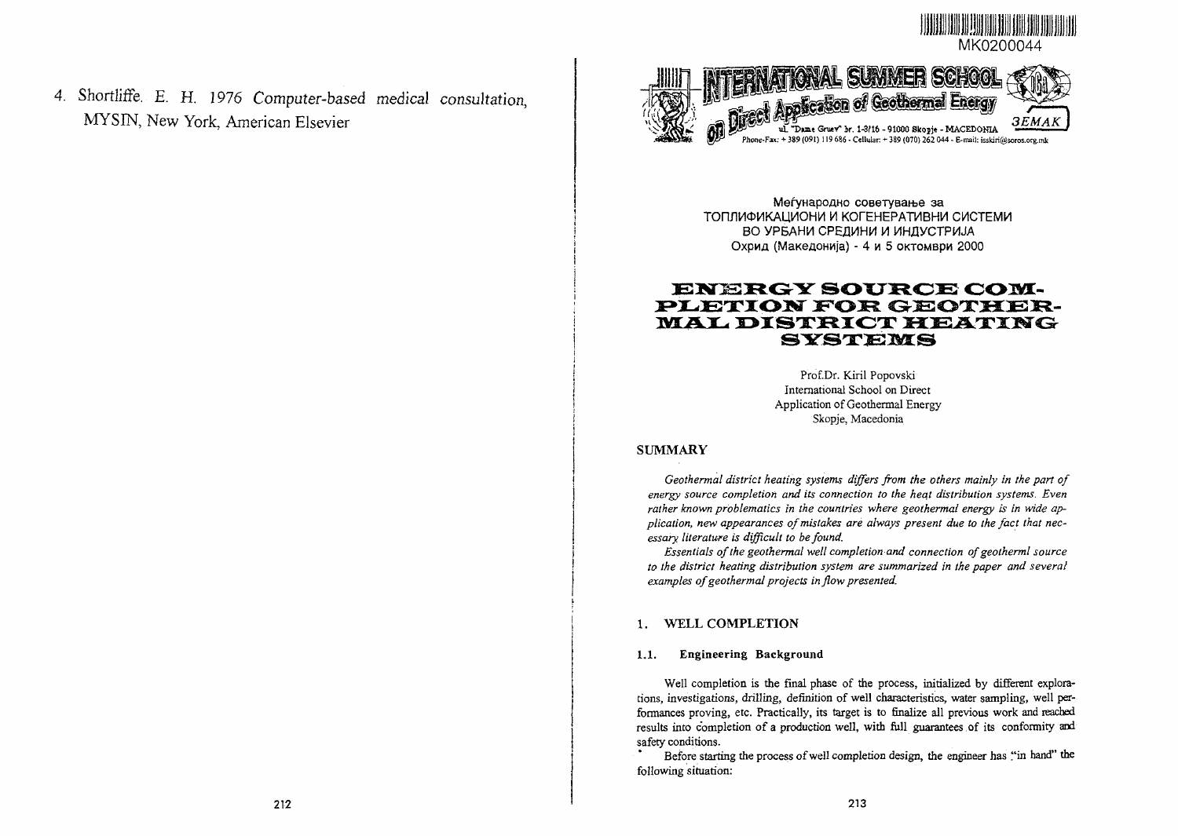4. Shortliffe. E. H. 1976 *Computer-based medical consultation*, MYSIN, New York, American Elsevier

MK0200044

INTERNATIONAL SUMMER SCHOOL on Direct Application of Geothermal Energy

ul. "Dame Gruev" br. 1-3/16 - 91000 Skopje - MACEDONIA

Phone-Fax: + 389 (091) 119 686 - Cellular: + 389 (070) 262 044 - E-mail: isskiri@soros.org.mk

ЗЕМАК

Меѓународно советување за
ТОПЛИФИКАЦИОНИ И КОГЕНЕРАТИВНИ СИСТЕМИ
ВО УРБАНИ СРЕДИНИ И ИНДУСТРИЈА
Охрид (Македонија) - 4 и 5 октомври 2000

# ENERGY SOURCE COMPLETION FOR GEOTHERMAL DISTRICT HEATING SYSTEMS

Prof.Dr. Kiril Popovski
International School on Direct
Application of Geothermal Energy
Skopje, Macedonia

## SUMMARY

*Geothermal district heating systems differs from the others mainly in the part of energy source completion and its connection to the heat distribution systems. Even rather known problematics in the countries where geothermal energy is in wide application, new appearances of mistakes are always present due to the fact that necessary literature is difficult to be found.*

*Essentials of the geothermal well completion and connection of geotherml source to the district heating distribution system are summarized in the paper and several examples of geothermal projects in flow presented.*

## 1. WELL COMPLETION

### 1.1. Engineering Background

Well completion is the final phase of the process, initialized by different explorations, investigations, drilling, definition of well characteristics, water sampling, well performances proving, etc. Practically, its target is to finalize all previous work and reached results into completion of a production well, with full guarantees of its conformity and safety conditions.

Before starting the process of well completion design, the engineer has "in hand" the following situation: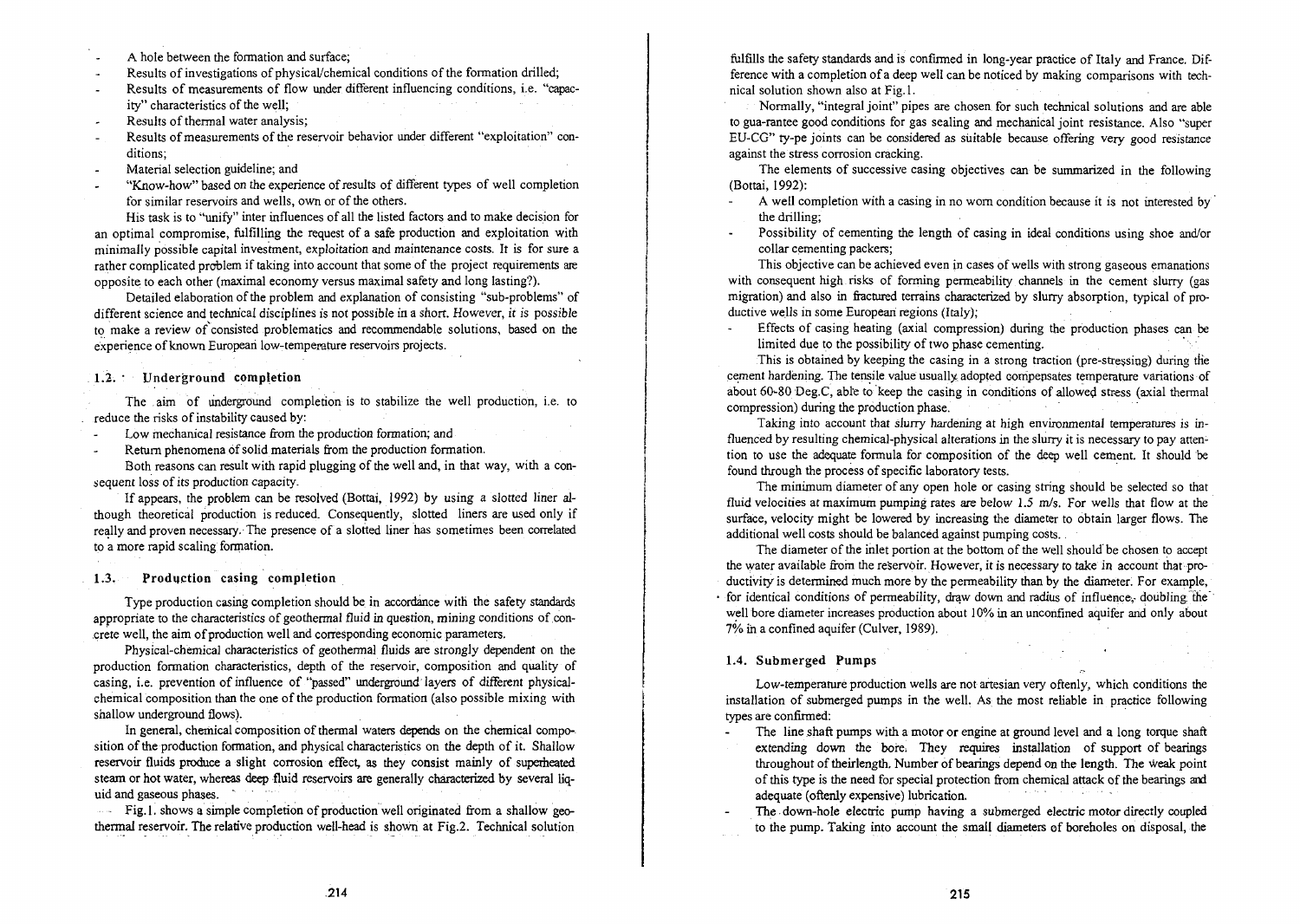- A hole between the formation and surface;
- Results of investigations of physical/chemical conditions of the formation drilled;
- Results of measurements of flow under different influencing conditions, i.e. "capacity" characteristics of the well;
- Results of thermal water analysis;
- Results of measurements of the reservoir behavior under different "exploitation" conditions;
- Material selection guideline; and
- "Know-how" based on the experience of results of different types of well completion for similar reservoirs and wells, own or of the others.

His task is to "unify" inter influences of all the listed factors and to make decision for an optimal compromise, fulfilling the request of a safe production and exploitation with minimally possible capital investment, exploitation and maintenance costs. It is for sure a rather complicated problem if taking into account that some of the project requirements are opposite to each other (maximal economy versus maximal safety and long lasting?).

Detailed elaboration of the problem and explanation of consisting "sub-problems" of different science and technical disciplines is not possible in a short. However, it is possible to make a review of consisted problematics and recommendable solutions, based on the experience of known European low-temperature reservoirs projects.

## 1.2. Underground completion

The aim of underground completion is to stabilize the well production, i.e. to reduce the risks of instability caused by:

- Low mechanical resistance from the production formation; and
- Return phenomena of solid materials from the production formation.

Both reasons can result with rapid plugging of the well and, in that way, with a consequent loss of its production capacity.

If appears, the problem can be resolved (Bottai, 1992) by using a slotted liner although theoretical production is reduced. Consequently, slotted liners are used only if really and proven necessary. The presence of a slotted liner has sometimes been correlated to a more rapid scaling formation.

## 1.3. Production casing completion

Type production casing completion should be in accordance with the safety standards appropriate to the characteristics of geothermal fluid in question, mining conditions of concrete well, the aim of production well and corresponding economic parameters.

Physical-chemical characteristics of geothermal fluids are strongly dependent on the production formation characteristics, depth of the reservoir, composition and quality of casing, i.e. prevention of influence of "passed" underground layers of different physical-chemical composition than the one of the production formation (also possible mixing with shallow underground flows).

In general, chemical composition of thermal waters depends on the chemical composition of the production formation, and physical characteristics on the depth of it. Shallow reservoir fluids produce a slight corrosion effect, as they consist mainly of superheated steam or hot water, whereas deep fluid reservoirs are generally characterized by several liquid and gaseous phases.

Fig.1. shows a simple completion of production well originated from a shallow geothermal reservoir. The relative production well-head is shown at Fig.2. Technical solution fulfills the safety standards and is confirmed in long-year practice of Italy and France. Difference with a completion of a deep well can be noticed by making comparisons with technical solution shown also at Fig.1.

Normally, "integral joint" pipes are chosen for such technical solutions and are able to gua-rantee good conditions for gas sealing and mechanical joint resistance. Also "super EU-CG" ty-pe joints can be considered as suitable because offering very good resistance against the stress corrosion cracking.

The elements of successive casing objectives can be summarized in the following (Bottai, 1992):

- A well completion with a casing in no worn condition because it is not interested by the drilling;
- Possibility of cementing the length of casing in ideal conditions using shoe and/or collar cementing packers;

This objective can be achieved even in cases of wells with strong gaseous emanations with consequent high risks of forming permeability channels in the cement slurry (gas migration) and also in fractured terrains characterized by slurry absorption, typical of productive wells in some European regions (Italy);

- Effects of casing heating (axial compression) during the production phases can be limited due to the possibility of two phase cementing.

This is obtained by keeping the casing in a strong traction (pre-stressing) during the cement hardening. The tensile value usually adopted compensates temperature variations of about 60-80 Deg.C, able to keep the casing in conditions of allowed stress (axial thermal compression) during the production phase.

Taking into account that slurry hardening at high environmental temperatures is influenced by resulting chemical-physical alterations in the slurry it is necessary to pay attention to use the adequate formula for composition of the deep well cement. It should be found through the process of specific laboratory tests.

The minimum diameter of any open hole or casing string should be selected so that fluid velocities at maximum pumping rates are below 1.5 m/s. For wells that flow at the surface, velocity might be lowered by increasing the diameter to obtain larger flows. The additional well costs should be balanced against pumping costs.

The diameter of the inlet portion at the bottom of the well should be chosen to accept the water available from the reservoir. However, it is necessary to take in account that productivity is determined much more by the permeability than by the diameter. For example, for identical conditions of permeability, draw down and radius of influence, doubling the well bore diameter increases production about 10% in an unconfined aquifer and only about 7% in a confined aquifer (Culver, 1989).

## 1.4. Submerged Pumps

Low-temperature production wells are not artesian very oftenly, which conditions the installation of submerged pumps in the well. As the most reliable in practice following types are confirmed:

- The line shaft pumps with a motor or engine at ground level and a long torque shaft extending down the bore. They requires installation of support of bearings throughout of theirlength. Number of bearings depend on the length. The weak point of this type is the need for special protection from chemical attack of the bearings and adequate (oftenly expensive) lubrication.
- The down-hole electric pump having a submerged electric motor directly coupled to the pump. Taking into account the small diameters of boreholes on disposal, the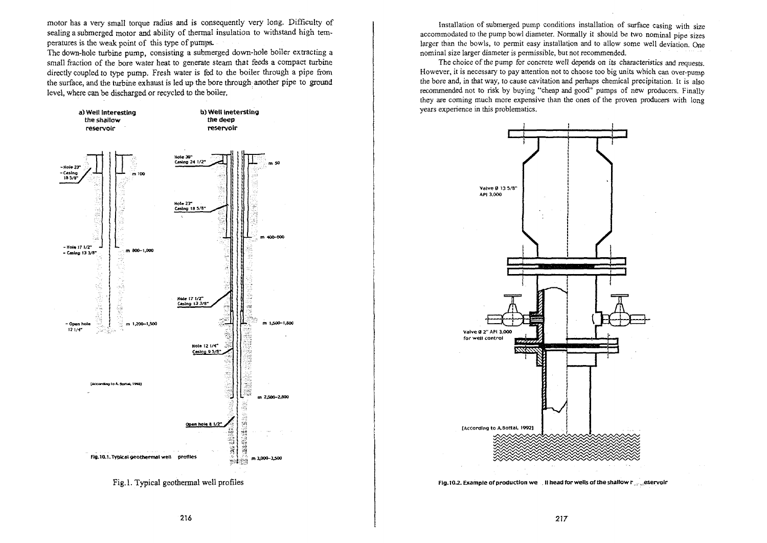motor has a very small torque radius and is consequently very long. Difficulty of sealing a submerged motor and ability of thermal insulation to withstand high temperatures is the weak point of this type of pumps.

The down-hole turbine pump, consisting a submerged down-hole boiler extracting a small fraction of the bore water heat to generate steam that feeds a compact turbine directly coupled to type pump. Fresh water is fed to the boiler through a pipe from the surface, and the turbine exhaust is led up the bore through another pipe to ground level, where can be discharged or recycled to the boiler.

Fig.10.1. Typical geothermal well profiles

Fig.1. Typical geothermal well profiles

Installation of submerged pump conditions installation of surface casing with size accommodated to the pump bowl diameter. Normally it should be two nominal pipe sizes larger than the bowls, to permit easy installation and to allow some well deviation. One nominal size larger diameter is permissible, but not recommended.

The choice of the pump for concrete well depends on its characteristics and requests. However, it is necessary to pay attention not to choose too big units which can over-pump the bore and, in that way, to cause cavitation and perhaps chemical precipitation. It is also recommended not to risk by buying "cheap and good" pumps of new producers. Finally they are coming much more expensive than the ones of the proven producers with long years experience in this problematics.

Fig.10.2. Example of production well head for wells of the shallow reservoir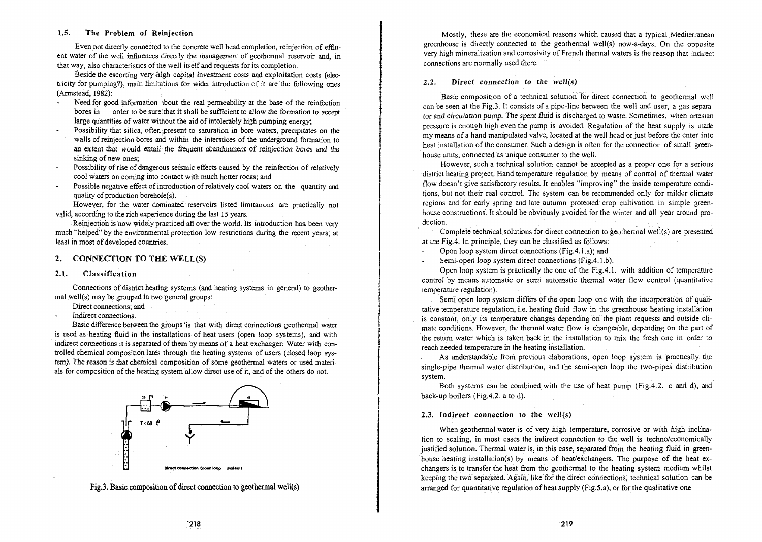### 1.5. The Problem of Reinjection

Even not directly connected to the concrete well head completion, reinjection of effluent water of the well influences directly the management of geothermal reservoir and, in that way, also characteristics of the well itself and requests for its completion.

Beside the escorting very high capital investment costs and exploitation costs (electricity for pumping?), main limitations for wider introduction of it are the following ones (Armstead, 1982):

- Need for good information about the real permeability at the base of the reinfection bores in order to be sure that it shall be sufficient to allow the formation to accept large quantities of water without the aid of intolerably high pumping energy;
- Possibility that silica, often present to saturation in bore waters, precipitates on the walls of reinjection bores and within the interstices of the underground formation to an extent that would entail the frequent abandonment of reinjection bores and the sinking of new ones;
- Possibility of rise of dangerous seismic effects caused by the reinfection of relatively cool waters on coming into contact with much hotter rocks; and
- Possible negative effect of introduction of relatively cool waters on the quantity and quality of production borehole(s).

However, for the water dominated reservoirs listed limitations are practically not valid, according to the rich experience during the last 15 years.

Reinjection is now widely practiced all over the world. Its introduction has been very much "helped" by the environmental protection low restrictions during the recent years, at least in most of developed countries.

## 2. CONNECTION TO THE WELL(S)

### 2.1. Classification

Connections of district heating systems (and heating systems in general) to geothermal well(s) may be grouped in two general groups:

- Direct connections; and
- Indirect connections.

Basic difference between the groups is that with direct connections geothermal water is used as heating fluid in the installations of heat users (open loop systems), and with indirect connections it is separated of them by means of a heat exchanger. Water with controlled chemical composition lates through the heating systems of users (closed loop system). The reason is that chemical composition of some geothermal waters or used materials for composition of the heating system allow direct use of it, and of the others do not.

Direct connection (open loop system)

Fig.3. Basic composition of direct connection to geothermal well(s)

Mostly, these are the economical reasons which caused that a typical Mediterranean greenhouse is directly connected to the geothermal well(s) now-a-days. On the opposite very high mineralization and corrosivity of French thermal waters is the reason that indirect connections are normally used there.

### 2.2. Direct connection to the well(s)

Basic composition of a technical solution for direct connection to geothermal well can be seen at the Fig.3. It consists of a pipe-line between the well and user, a gas separator and circulation pump. The spent fluid is discharged to waste. Sometimes, when artesian pressure is enough high even the pump is avoided. Regulation of the heat supply is made my means of a hand manipulated valve, located at the well head or just before the enter into heat installation of the consumer. Such a design is often for the connection of small greenhouse units, connected as unique consumer to the well.

However, such a technical solution cannot be accepted as a proper one for a serious district heating project. Hand temperature regulation by means of control of thermal water flow doesn't give satisfactory results. It enables "improving" the inside temperature conditions, but not their real control. The system can be recommended only for milder climate regions and for early spring and late autumn proteoted crop cultivation in simple greenhouse constructions. It should be obviously avoided for the winter and all year around production.

Complete technical solutions for direct connection to geothermal well(s) are presented at the Fig.4. In principle, they can be classified as follows:

- Open loop system direct connections (Fig.4.1.a); and
- Semi-open loop system direct connections (Fig.4.1.b).

Open loop system is practically the one of the Fig.4.1. with addition of temperature control by means automatic or semi automatic thermal water flow control (quantitative temperature regulation).

Semi open loop system differs of the open loop one with the incorporation of qualitative temperature regulation, i.e. heating fluid flow in the greenhouse heating installation is constant, only its temperature changes depending on the plant requests and outside climate conditions. However, the thermal water flow is changeable, depending on the part of the return water which is taken back in the installation to mix the fresh one in order to reach needed temperature in the heating installation.

As understandable from previous elaborations, open loop system is practically the single-pipe thermal water distribution, and the semi-open loop the two-pipes distribution system.

Both systems can be combined with the use of heat pump (Fig.4.2. c and d), and back-up boilers (Fig.4.2. a to d).

### 2.3. Indirect connection to the well(s)

When geothermal water is of very high temperature, corrosive or with high inclination to scaling, in most cases the indirect connection to the well is techno/economically justified solution. Thermal water is, in this case, separated from the heating fluid in greenhouse heating installation(s) by means of heat/exchangers. The purpose of the heat exchangers is to transfer the heat from the geothermal to the heating system medium whilst keeping the two separated. Again, like for the direct connections, technical solution can be arranged for quantitative regulation of heat supply (Fig.5.a), or for the qualitative one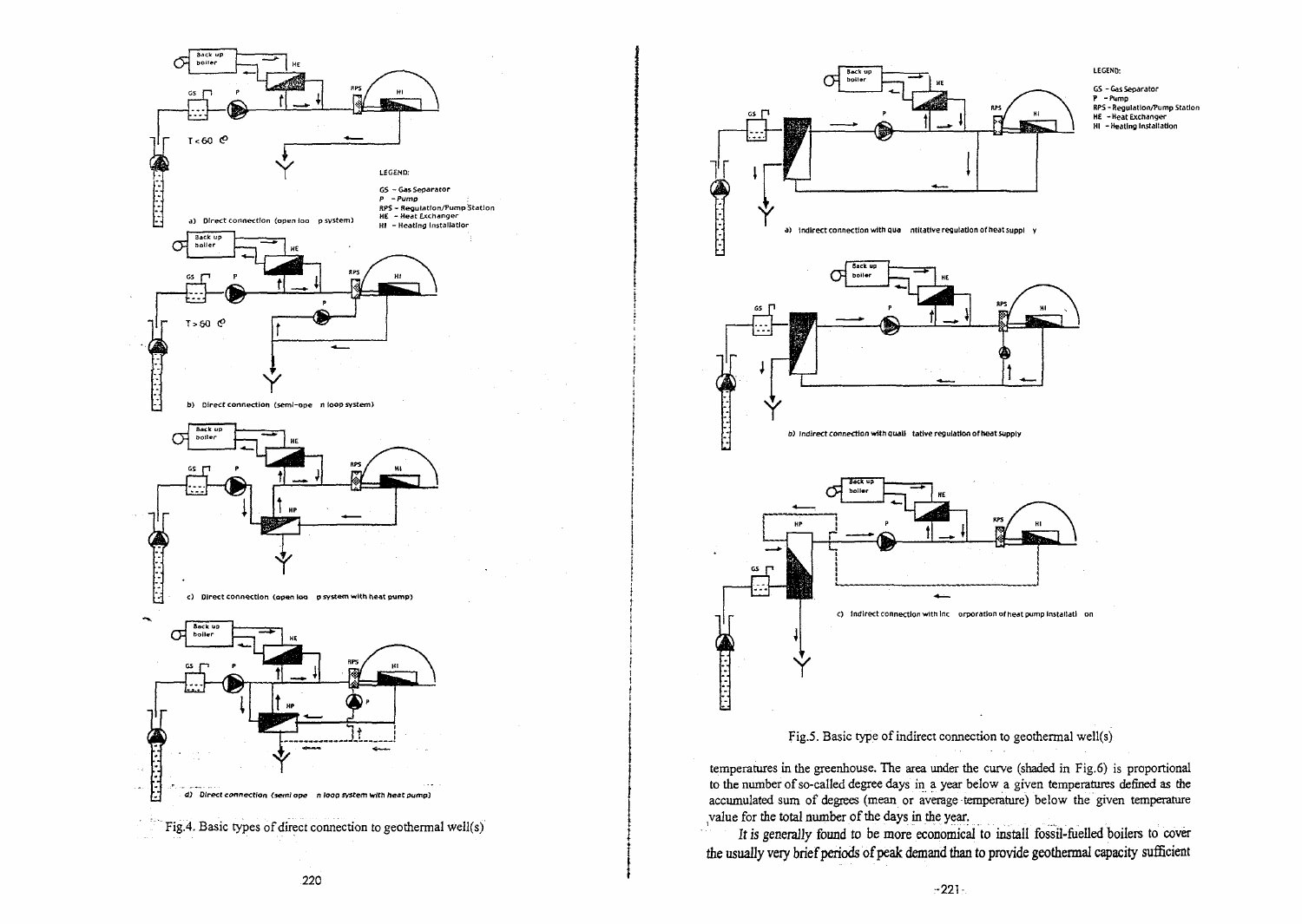a) Direct connection (open loop system)

b) Direct connection (semi-open loop system)

c) Direct connection (open loop system with heat pump)

d) Direct connection (semi open loop system with heat pump)

Fig.4. Basic types of direct connection to geothermal well(s)

a) Indirect connection with quantitative regulation of heat supply

b) Indirect connection with qualitative regulation of heat supply

c) Indirect connection with incorporation of heat pump installation

Fig.5. Basic type of indirect connection to geothermal well(s)

temperatures in the greenhouse. The area under the curve (shaded in Fig.6) is proportional to the number of so-called degree days in a year below a given temperature defined as the accumulated sum of degrees (mean or average temperature) below the given temperature value for the total number of the days in the year.

*It is generally found to be more economical to install fossil-fuelled boilers to cover the usually very brief periods of peak demand than to provide geothermal capacity sufficient*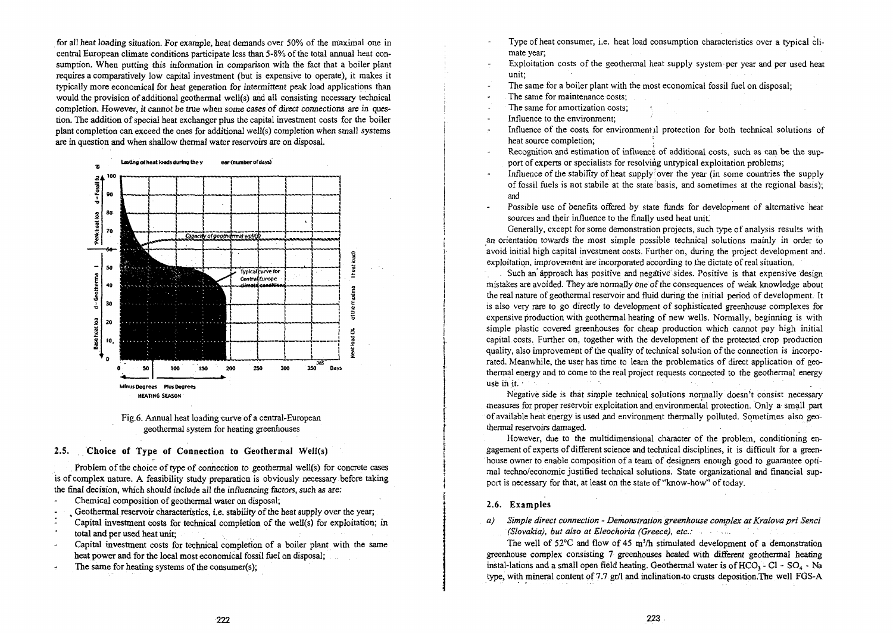for all heat loading situation. For example, heat demands over 50% of the maximal one in central European climate conditions participate less than 5-8% of the total annual heat consumption. When putting this information in comparison with the fact that a boiler plant requires a comparatively low capital investment (but is expensive to operate), it makes it typically more economical for heat generation for intermittent peak load applications than would the provision of additional geothermal well(s) and all consisting necessary technical completion. However, *it cannot be true when some cases of direct connections* are in question. The addition of special heat exchanger plus the capital investment costs for the boiler plant completion can exceed the ones for additional well(s) completion when small systems are in question and when shallow thermal water reservoirs are on disposal.

Fig.6. Annual heat loading curve of a central-European geothermal system for heating greenhouses

## 2.5. Choice of Type of Connection to Geothermal Well(s)

Problem of the choice of type of connection to geothermal well(s) for concrete cases is of complex nature. A feasibility study preparation is obviously necessary before taking the final decision, which should include all the influencing factors, such as are:

- Chemical composition of geothermal water on disposal;
- Geothermal reservoir characteristics, i.e. stability of the heat supply over the year;
- Capital investment costs for technical completion of the well(s) for exploitation; in total and per used heat unit;
- Capital investment costs for technical completion of a boiler plant with the same heat power and for the local most economical fossil fuel on disposal;
- The same for heating systems of the consumer(s);
- Type of heat consumer, i.e. heat load consumption characteristics over a typical climate year;
- Exploitation costs of the geothermal heat supply system per year and per used heat unit;
- The same for a boiler plant with the most economical fossil fuel on disposal;
- The same for maintenance costs;
- The same for amortization costs;
- Influence to the environment;
- Influence of the costs for environmental protection for both technical solutions of heat source completion;
- Recognition and estimation of influence of additional costs, such as can be the support of experts or specialists for resolving untypical exploitation problems;
- Influence of the stability of heat supply over the year (in some countries the supply of fossil fuels is not stabile at the state basis, and sometimes at the regional basis); and
- Possible use of benefits offered by state funds for development of alternative heat sources and their influence to the finally used heat unit.

Generally, except for some demonstration projects, such type of analysis results with an orientation towards the most simple possible technical solutions mainly in order to avoid initial high capital investment costs. Further on, during the project development and exploitation, improvement are incorporated according to the dictate of real situation.

Such an approach has positive and negative sides. Positive is that expensive design mistakes are avoided. They are normally one of the consequences of weak knowledge about the real nature of geothermal reservoir and fluid during the initial period of development. It is also very rare to go directly to development of sophisticated greenhouse complexes for expensive production with geothermal heating of new wells. Normally, beginning is with simple plastic covered greenhouses for cheap production which cannot pay high initial capital costs. Further on, together with the development of the protected crop production quality, also improvement of the quality of technical solution of the connection is incorporated. Meanwhile, the user has time to learn the problematics of direct application of geothermal energy and to come to the real project requests connected to the geothermal energy use in it.

Negative side is that simple technical solutions normally doesn't consist necessary measures for proper reservoir exploitation and environmental protection. Only a small part of available heat energy is used and environment thermally polluted. Sometimes also geothermal reservoirs damaged.

However, due to the multidimensional character of the problem, conditioning engagement of experts of different science and technical disciplines, it is difficult for a greenhouse owner to enable composition of a team of designers enough good to guarantee optimal techno/economic justified technical solutions. State organizational and financial support is necessary for that, at least on the state of "know-how" of today.

## 2.6. Examples

*a) Simple direct connection - Demonstration greenhouse complex at Kralova pri Senci (Slovakia), but also at Eleochoria (Greece), etc.:*

The well of 52°C and flow of 45 $m^3/h$ stimulated development of a demonstration greenhouse complex consisting 7 greenhouses heated with different geothermal heating instal-lations and a small open field heating. Geothermal water is of $HCO_3$ - Cl - $SO_4$ - Na type, with mineral content of 7.7 gr/l and inclination to crusts deposition. The well FGS-A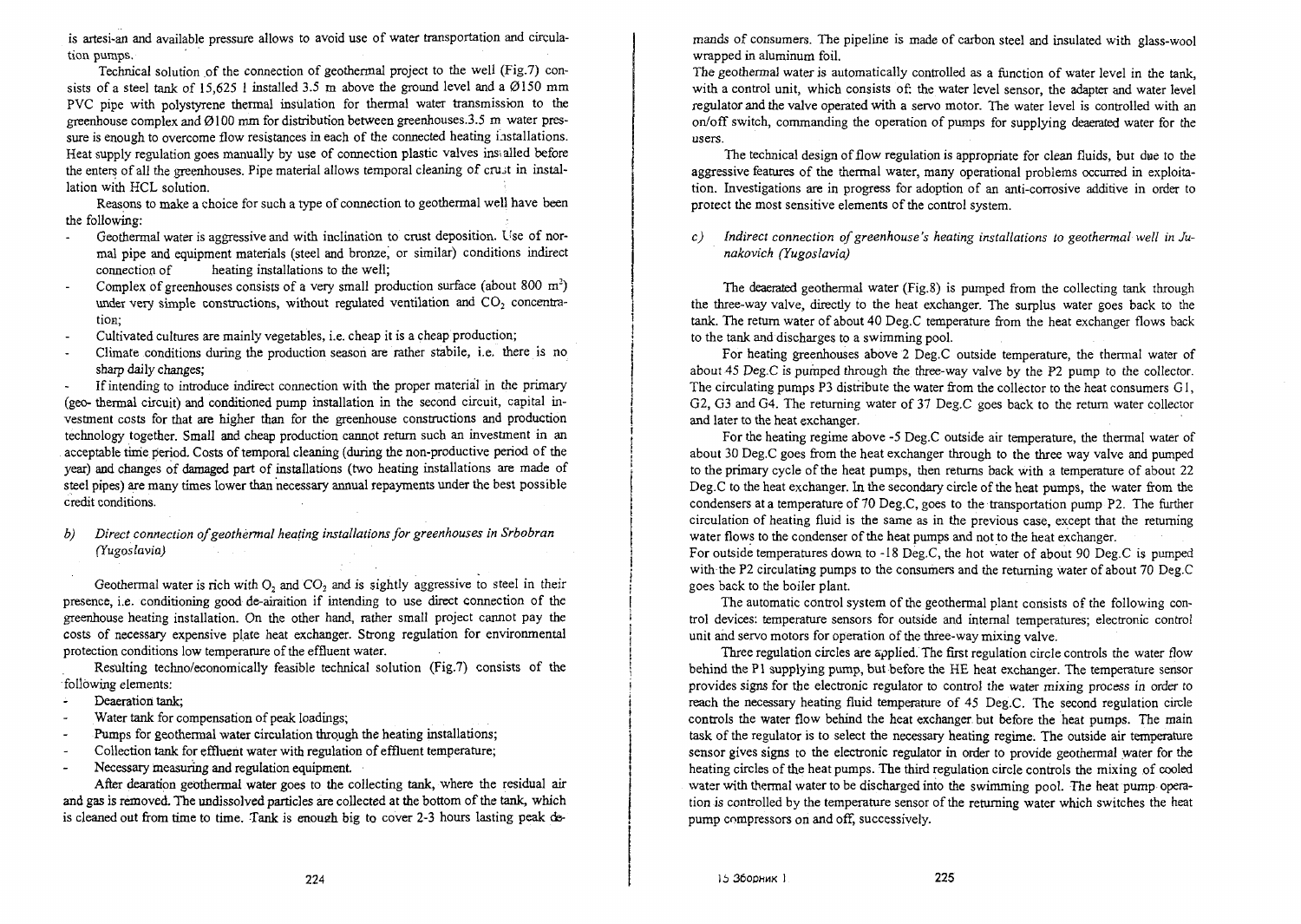is artesi-an and available pressure allows to avoid use of water transportation and circulation pumps.

Technical solution of the connection of geothermal project to the well (Fig.7) consists of a steel tank of 15,625 l installed 3.5 m above the ground level and a Ø150 mm PVC pipe with polystyrene thermal insulation for thermal water transmission to the greenhouse complex and Ø100 mm for distribution between greenhouses.3.5 m water pressure is enough to overcome flow resistances in each of the connected heating installations. Heat supply regulation goes manually by use of connection plastic valves installed before the enters of all the greenhouses. Pipe material allows temporal cleaning of crust in installation with HCL solution.

Reasons to make a choice for such a type of connection to geothermal well have been the following:

- Geothermal water is aggressive and with inclination to crust deposition. Use of normal pipe and equipment materials (steel and bronze, or similar) conditions indirect connection of heating installations to the well;
- Complex of greenhouses consists of a very small production surface (about 800 m$^2$) under very simple constructions, without regulated ventilation and $CO_2$ concentration;
- Cultivated cultures are mainly vegetables, i.e. cheap it is a cheap production;
- Climate conditions during the production season are rather stabile, i.e. there is no sharp daily changes;
- If intending to introduce indirect connection with the proper material in the primary (geo- thermal circuit) and conditioned pump installation in the second circuit, capital investment costs for that are higher than for the greenhouse constructions and production technology together. Small and cheap production cannot return such an investment in an acceptable time period. Costs of temporal cleaning (during the non-productive period of the year) and changes of damaged part of installations (two heating installations are made of steel pipes) are many times lower than necessary annual repayments under the best possible credit conditions.

*b) Direct connection of geothermal heating installations for greenhouses in Srbobran (Yugoslavia)*

Geothermal water is rich with $O_2$ and $CO_2$ and is sightly aggressive to steel in their presence, i.e. conditioning good de-airaition if intending to use direct connection of the greenhouse heating installation. On the other hand, rather small project cannot pay the costs of necessary expensive plate heat exchanger. Strong regulation for environmental protection conditions low temperature of the effluent water.

Resulting techno/economically feasible technical solution (Fig.7) consists of the following elements:

- Deaeration tank;
- Water tank for compensation of peak loadings;
- Pumps for geothermal water circulation through the heating installations;
- Collection tank for effluent water with regulation of effluent temperature;
- Necessary measuring and regulation equipment.

After dearation geothermal water goes to the collecting tank, where the residual air and gas is removed. The undissolved particles are collected at the bottom of the tank, which is cleaned out from time to time. Tank is enough big to cover 2-3 hours lasting peak demands of consumers. The pipeline is made of carbon steel and insulated with glass-wool wrapped in aluminum foil.

The geothermal water is automatically controlled as a function of water level in the tank, with a control unit, which consists of: the water level sensor, the adapter and water level regulator and the valve operated with a servo motor. The water level is controlled with an on/off switch, commanding the operation of pumps for supplying deaerated water for the users.

The technical design of flow regulation is appropriate for clean fluids, but due to the aggressive features of the thermal water, many operational problems occurred in exploitation. Investigations are in progress for adoption of an anti-corrosive additive in order to protect the most sensitive elements of the control system.

*c) Indirect connection of greenhouse's heating installations to geothermal well in Junakovich (Yugoslavia)*

The deaerated geothermal water (Fig.8) is pumped from the collecting tank through the three-way valve, directly to the heat exchanger. The surplus water goes back to the tank. The return water of about 40 Deg.C temperature from the heat exchanger flows back to the tank and discharges to a swimming pool.

For heating greenhouses above 2 Deg.C outside temperature, the thermal water of about 45 Deg.C is pumped through the three-way valve by the P2 pump to the collector. The circulating pumps P3 distribute the water from the collector to the heat consumers G1, G2, G3 and G4. The returning water of 37 Deg.C goes back to the return water collector and later to the heat exchanger.

For the heating regime above -5 Deg.C outside air temperature, the thermal water of about 30 Deg.C goes from the heat exchanger through to the three way valve and pumped to the primary cycle of the heat pumps, then returns back with a temperature of about 22 Deg.C to the heat exchanger. In the secondary circle of the heat pumps, the water from the condensers at a temperature of 70 Deg.C, goes to the transportation pump P2. The further circulation of heating fluid is the same as in the previous case, except that the returning water flows to the condenser of the heat pumps and not to the heat exchanger.

For outside temperatures down to -18 Deg.C, the hot water of about 90 Deg.C is pumped with the P2 circulating pumps to the consumers and the returning water of about 70 Deg.C goes back to the boiler plant.

The automatic control system of the geothermal plant consists of the following control devices: temperature sensors for outside and internal temperatures; electronic control unit and servo motors for operation of the three-way mixing valve.

Three regulation circles are applied. The first regulation circle controls the water flow behind the P1 supplying pump, but before the HE heat exchanger. The temperature sensor provides signs for the electronic regulator to control the water mixing process in order to reach the necessary heating fluid temperature of 45 Deg.C. The second regulation circle controls the water flow behind the heat exchanger but before the heat pumps. The main task of the regulator is to select the necessary heating regime. The outside air temperature sensor gives signs to the electronic regulator in order to provide geothermal water for the heating circles of the heat pumps. The third regulation circle controls the mixing of cooled water with thermal water to be discharged into the swimming pool. The heat pump operation is controlled by the temperature sensor of the returning water which switches the heat pump compressors on and off, successively.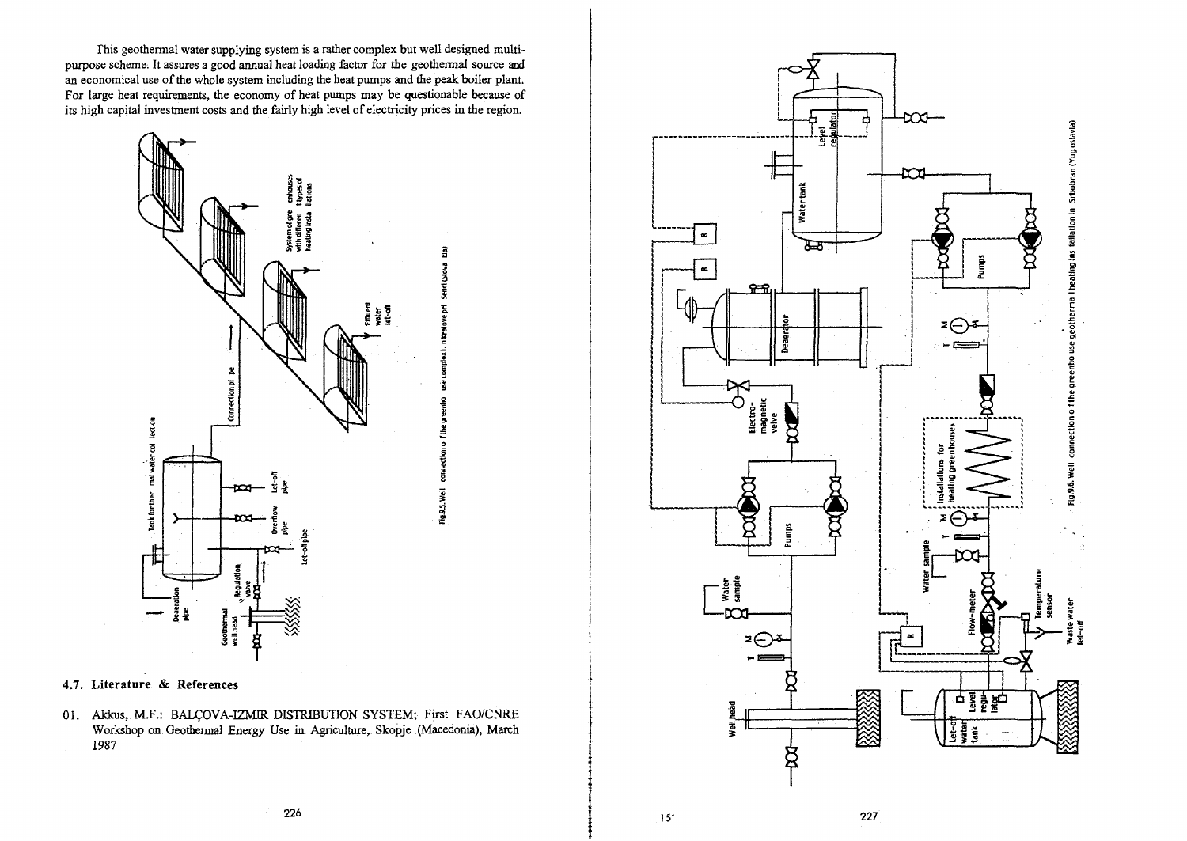This geothermal water supplying system is a rather complex but well designed multi-purpose scheme. It assures a good annual heat loading factor for the geothermal source and an economical use of the whole system including the heat pumps and the peak boiler plant. For large heat requirements, the economy of heat pumps may be questionable because of its high capital investment costs and the fairly high level of electricity prices in the region.

Fig.9.5. Well connection of the greenhouse complex in Kralove pri Senci (Slovakia)

## 4.7. Literature & References

01. Akkus, M.F.: BALÇOVA-IZMIR DISTRIBUTION SYSTEM; First FAO/CNRE Workshop on Geothermal Energy Use in Agriculture, Skopje (Macedonia), March 1987

Fig.9.6. Well connection of the greenhouse geothermal heating installation in Srbobran (Yugoslavia)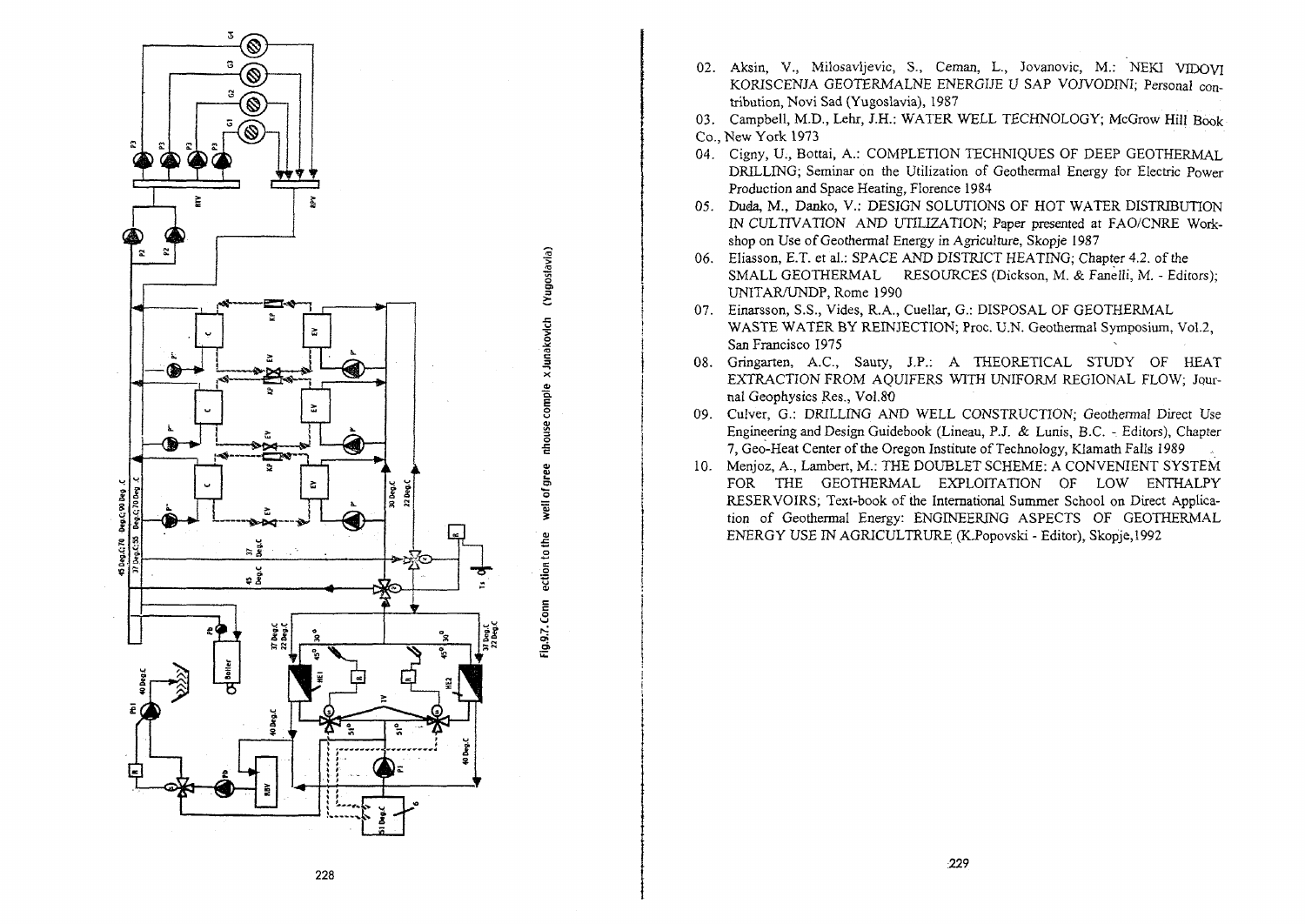G4

G3

G2

G1

P3 P3 P3 P3

RTV

RPV

P2 P2

KP

C

EV

P'

P

EV

KP

C

EV

P'

P

EV

KP

C

EV

P'

P

45 Deg.C 70 Deg.C 90 Deg.C

37 Deg.C 55 Deg.C 70 Deg.C

37 Deg.C

45 Deg.C

30 Deg.C

22 Deg.C

R

Ts

Pb

Boiler

37 Deg.C 22 Deg.C

30°

45°

R

R

37 Deg.C 22 Deg.C

30°

45°

HE1

TV

HE2

51°

51°

40 Deg.C

40 Deg.C

Pb1

40 Deg.C

R

Pb

RBV

PI

51 Deg.C

6

Fig.9.7. Connection to the well of greenhouse complex Junakovich (Yugoslavia)

02. Aksin, V., Milosavljevic, S., Ceman, L., Jovanovic, M.: NEKI VIDOVI KORISCENJA GEOTERMALNE ENERGIJE U SAP VOJVODINI; Personal contribution, Novi Sad (Yugoslavia), 1987

03. Campbell, M.D., Lehr, J.H.: WATER WELL TECHNOLOGY; McGrow Hill Book Co., New York 1973

04. Cigny, U., Bottai, A.: COMPLETION TECHNIQUES OF DEEP GEOTHERMAL DRILLING; Seminar on the Utilization of Geothermal Energy for Electric Power Production and Space Heating, Florence 1984

05. Duda, M., Danko, V.: DESIGN SOLUTIONS OF HOT WATER DISTRIBUTION IN CULTIVATION AND UTILIZATION; Paper presented at FAO/CNRE Workshop on Use of Geothermal Energy in Agriculture, Skopje 1987

06. Eliasson, E.T. et al.: SPACE AND DISTRICT HEATING; Chapter 4.2. of the SMALL GEOTHERMAL RESOURCES (Dickson, M. & Fanelli, M. - Editors); UNITAR/UNDP, Rome 1990

07. Einarsson, S.S., Vides, R.A., Cuellar, G.: DISPOSAL OF GEOTHERMAL WASTE WATER BY REINJECTION; Proc. U.N. Geothermal Symposium, Vol.2, San Francisco 1975

08. Gringarten, A.C., Sauty, J.P.: A THEORETICAL STUDY OF HEAT EXTRACTION FROM AQUIFERS WITH UNIFORM REGIONAL FLOW; Journal Geophysics Res., Vol.80

09. Culver, G.: DRILLING AND WELL CONSTRUCTION; Geothermal Direct Use Engineering and Design Guidebook (Lineau, P.J. & Lunis, B.C. - Editors), Chapter 7, Geo-Heat Center of the Oregon Institute of Technology, Klamath Falls 1989

10. Menjoz, A., Lambert, M.: THE DOUBLET SCHEME: A CONVENIENT SYSTEM FOR THE GEOTHERMAL EXPLOITATION OF LOW ENTHALPY RESERVOIRS; Text-book of the International Summer School on Direct Application of Geothermal Energy: ENGINEERING ASPECTS OF GEOTHERMAL ENERGY USE IN AGRICULTRURE (K.Popovski - Editor), Skopje,1992